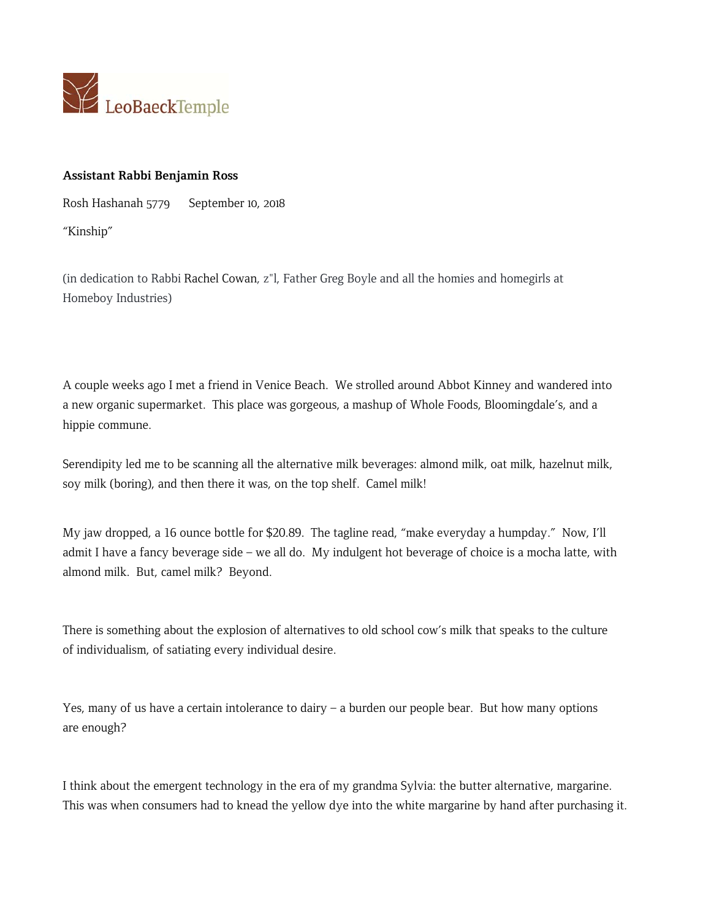LeoBaeckTemple

**Assistant Rabbi Benjamin Ross**

Rosh Hashanah 5779 September 10, 2018

"Kinship"

(in dedication to Rabbi Rachel Cowan, z"l, Father Greg Boyle and all the homies and homegirls at Homeboy Industries)

A couple weeks ago I met a friend in Venice Beach. We strolled around Abbot Kinney and wandered into a new organic supermarket. This place was gorgeous, a mashup of Whole Foods, Bloomingdale's, and a hippie commune.

Serendipity led me to be scanning all the alternative milk beverages: almond milk, oat milk, hazelnut milk, soy milk (boring), and then there it was, on the top shelf. Camel milk!

My jaw dropped, a 16 ounce bottle for $20.89. The tagline read, "make everyday a humpday." Now, I'll admit I have a fancy beverage side – we all do. My indulgent hot beverage of choice is a mocha latte, with almond milk. But, camel milk? Beyond.

There is something about the explosion of alternatives to old school cow's milk that speaks to the culture of individualism, of satiating every individual desire.

Yes, many of us have a certain intolerance to dairy – a burden our people bear. But how many options are enough?

I think about the emergent technology in the era of my grandma Sylvia: the butter alternative, margarine. This was when consumers had to knead the yellow dye into the white margarine by hand after purchasing it.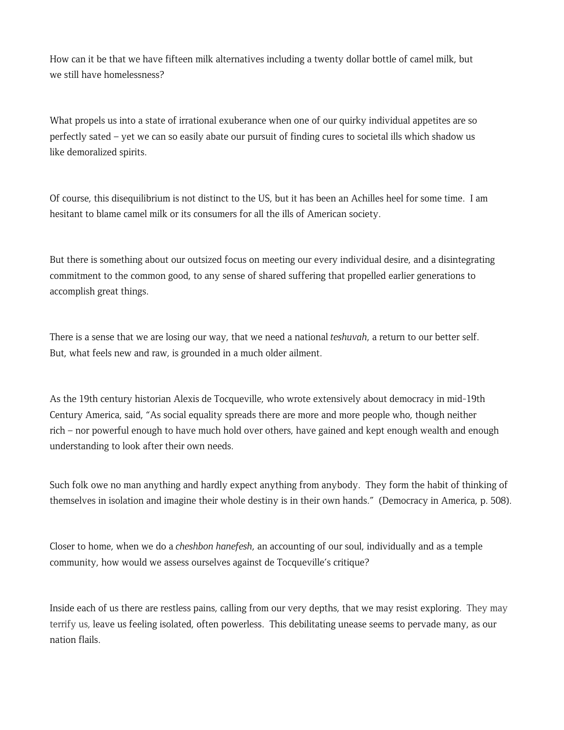How can it be that we have fifteen milk alternatives including a twenty dollar bottle of camel milk, but we still have homelessness?

What propels us into a state of irrational exuberance when one of our quirky individual appetites are so perfectly sated – yet we can so easily abate our pursuit of finding cures to societal ills which shadow us like demoralized spirits.

Of course, this disequilibrium is not distinct to the US, but it has been an Achilles heel for some time. I am hesitant to blame camel milk or its consumers for all the ills of American society.

But there is something about our outsized focus on meeting our every individual desire, and a disintegrating commitment to the common good, to any sense of shared suffering that propelled earlier generations to accomplish great things.

There is a sense that we are losing our way, that we need a national *teshuvah*, a return to our better self. But, what feels new and raw, is grounded in a much older ailment.

As the 19th century historian Alexis de Tocqueville, who wrote extensively about democracy in mid-19th Century America, said, "As social equality spreads there are more and more people who, though neither rich – nor powerful enough to have much hold over others, have gained and kept enough wealth and enough understanding to look after their own needs.

Such folk owe no man anything and hardly expect anything from anybody. They form the habit of thinking of themselves in isolation and imagine their whole destiny is in their own hands." (Democracy in America, p. 508).

Closer to home, when we do a *cheshbon hanefesh*, an accounting of our soul, individually and as a temple community, how would we assess ourselves against de Tocqueville's critique?

Inside each of us there are restless pains, calling from our very depths, that we may resist exploring. They may terrify us, leave us feeling isolated, often powerless. This debilitating unease seems to pervade many, as our nation flails.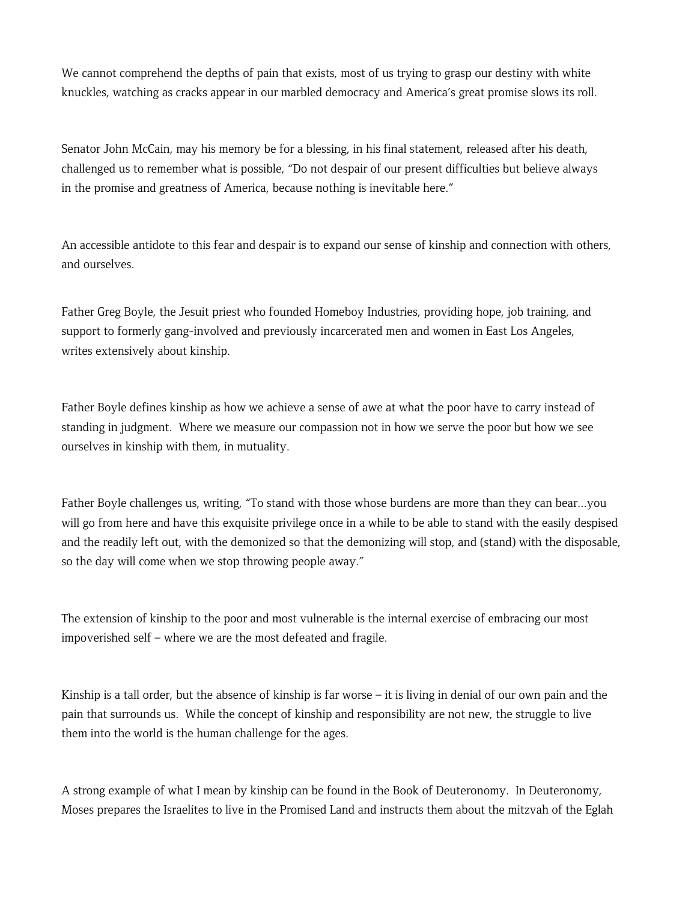We cannot comprehend the depths of pain that exists, most of us trying to grasp our destiny with white knuckles, watching as cracks appear in our marbled democracy and America's great promise slows its roll.

Senator John McCain, may his memory be for a blessing, in his final statement, released after his death, challenged us to remember what is possible, "Do not despair of our present difficulties but believe always in the promise and greatness of America, because nothing is inevitable here."

An accessible antidote to this fear and despair is to expand our sense of kinship and connection with others, and ourselves.

Father Greg Boyle, the Jesuit priest who founded Homeboy Industries, providing hope, job training, and support to formerly gang-involved and previously incarcerated men and women in East Los Angeles, writes extensively about kinship.

Father Boyle defines kinship as how we achieve a sense of awe at what the poor have to carry instead of standing in judgment. Where we measure our compassion not in how we serve the poor but how we see ourselves in kinship with them, in mutuality.

Father Boyle challenges us, writing, "To stand with those whose burdens are more than they can bear…you will go from here and have this exquisite privilege once in a while to be able to stand with the easily despised and the readily left out, with the demonized so that the demonizing will stop, and (stand) with the disposable, so the day will come when we stop throwing people away."

The extension of kinship to the poor and most vulnerable is the internal exercise of embracing our most impoverished self – where we are the most defeated and fragile.

Kinship is a tall order, but the absence of kinship is far worse – it is living in denial of our own pain and the pain that surrounds us. While the concept of kinship and responsibility are not new, the struggle to live them into the world is the human challenge for the ages.

A strong example of what I mean by kinship can be found in the Book of Deuteronomy. In Deuteronomy, Moses prepares the Israelites to live in the Promised Land and instructs them about the mitzvah of the Eglah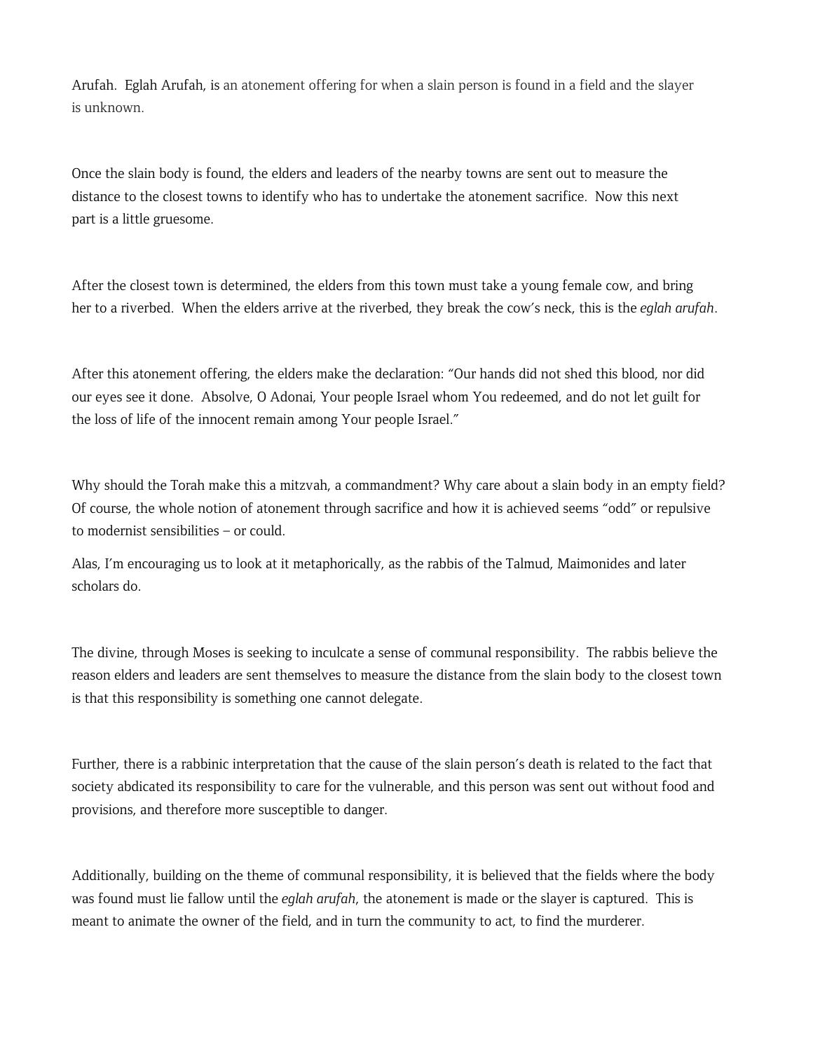Arufah. Eglah Arufah, is an atonement offering for when a slain person is found in a field and the slayer is unknown.

Once the slain body is found, the elders and leaders of the nearby towns are sent out to measure the distance to the closest towns to identify who has to undertake the atonement sacrifice. Now this next part is a little gruesome.

After the closest town is determined, the elders from this town must take a young female cow, and bring her to a riverbed. When the elders arrive at the riverbed, they break the cow's neck, this is the *eglah arufah*.

After this atonement offering, the elders make the declaration: "Our hands did not shed this blood, nor did our eyes see it done. Absolve, O Adonai, Your people Israel whom You redeemed, and do not let guilt for the loss of life of the innocent remain among Your people Israel."

Why should the Torah make this a mitzvah, a commandment? Why care about a slain body in an empty field? Of course, the whole notion of atonement through sacrifice and how it is achieved seems "odd" or repulsive to modernist sensibilities – or could.

Alas, I'm encouraging us to look at it metaphorically, as the rabbis of the Talmud, Maimonides and later scholars do.

The divine, through Moses is seeking to inculcate a sense of communal responsibility. The rabbis believe the reason elders and leaders are sent themselves to measure the distance from the slain body to the closest town is that this responsibility is something one cannot delegate.

Further, there is a rabbinic interpretation that the cause of the slain person's death is related to the fact that society abdicated its responsibility to care for the vulnerable, and this person was sent out without food and provisions, and therefore more susceptible to danger.

Additionally, building on the theme of communal responsibility, it is believed that the fields where the body was found must lie fallow until the *eglah arufah*, the atonement is made or the slayer is captured. This is meant to animate the owner of the field, and in turn the community to act, to find the murderer.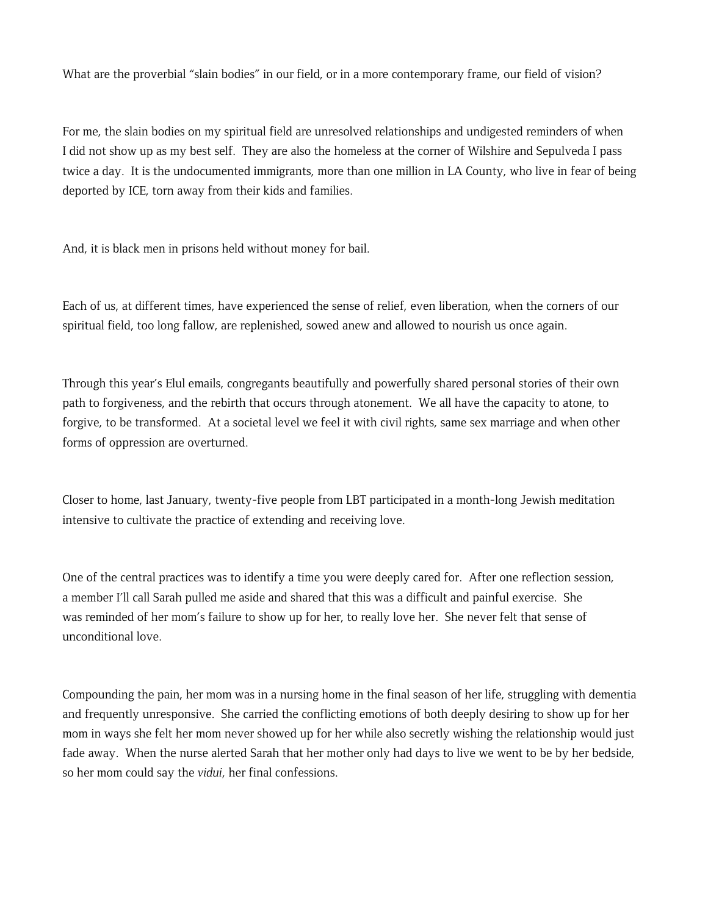What are the proverbial "slain bodies" in our field, or in a more contemporary frame, our field of vision?

For me, the slain bodies on my spiritual field are unresolved relationships and undigested reminders of when I did not show up as my best self.  They are also the homeless at the corner of Wilshire and Sepulveda I pass twice a day.  It is the undocumented immigrants, more than one million in LA County, who live in fear of being deported by ICE, torn away from their kids and families.

And, it is black men in prisons held without money for bail.

Each of us, at different times, have experienced the sense of relief, even liberation, when the corners of our spiritual field, too long fallow, are replenished, sowed anew and allowed to nourish us once again.

Through this year's Elul emails, congregants beautifully and powerfully shared personal stories of their own path to forgiveness, and the rebirth that occurs through atonement.  We all have the capacity to atone, to forgive, to be transformed.  At a societal level we feel it with civil rights, same sex marriage and when other forms of oppression are overturned.

Closer to home, last January, twenty-five people from LBT participated in a month-long Jewish meditation intensive to cultivate the practice of extending and receiving love.

One of the central practices was to identify a time you were deeply cared for.  After one reflection session, a member I'll call Sarah pulled me aside and shared that this was a difficult and painful exercise.  She was reminded of her mom's failure to show up for her, to really love her.  She never felt that sense of unconditional love.

Compounding the pain, her mom was in a nursing home in the final season of her life, struggling with dementia and frequently unresponsive.  She carried the conflicting emotions of both deeply desiring to show up for her mom in ways she felt her mom never showed up for her while also secretly wishing the relationship would just fade away.  When the nurse alerted Sarah that her mother only had days to live we went to be by her bedside, so her mom could say the *vidui*, her final confessions.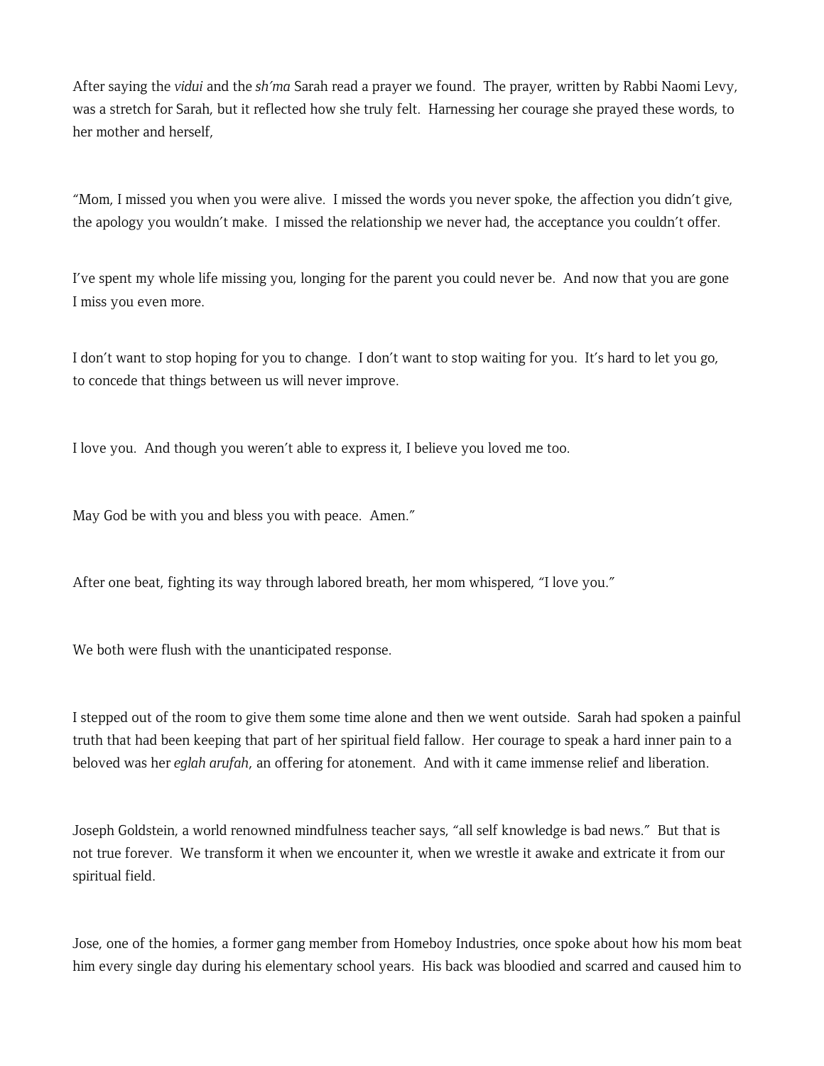After saying the *vidui* and the *sh'ma* Sarah read a prayer we found. The prayer, written by Rabbi Naomi Levy, was a stretch for Sarah, but it reflected how she truly felt. Harnessing her courage she prayed these words, to her mother and herself,

"Mom, I missed you when you were alive. I missed the words you never spoke, the affection you didn't give, the apology you wouldn't make. I missed the relationship we never had, the acceptance you couldn't offer.

I've spent my whole life missing you, longing for the parent you could never be. And now that you are gone I miss you even more.

I don't want to stop hoping for you to change. I don't want to stop waiting for you. It's hard to let you go, to concede that things between us will never improve.

I love you. And though you weren't able to express it, I believe you loved me too.

May God be with you and bless you with peace. Amen."

After one beat, fighting its way through labored breath, her mom whispered, "I love you."

We both were flush with the unanticipated response.

I stepped out of the room to give them some time alone and then we went outside. Sarah had spoken a painful truth that had been keeping that part of her spiritual field fallow. Her courage to speak a hard inner pain to a beloved was her *eglah arufah*, an offering for atonement. And with it came immense relief and liberation.

Joseph Goldstein, a world renowned mindfulness teacher says, "all self knowledge is bad news." But that is not true forever. We transform it when we encounter it, when we wrestle it awake and extricate it from our spiritual field.

Jose, one of the homies, a former gang member from Homeboy Industries, once spoke about how his mom beat him every single day during his elementary school years. His back was bloodied and scarred and caused him to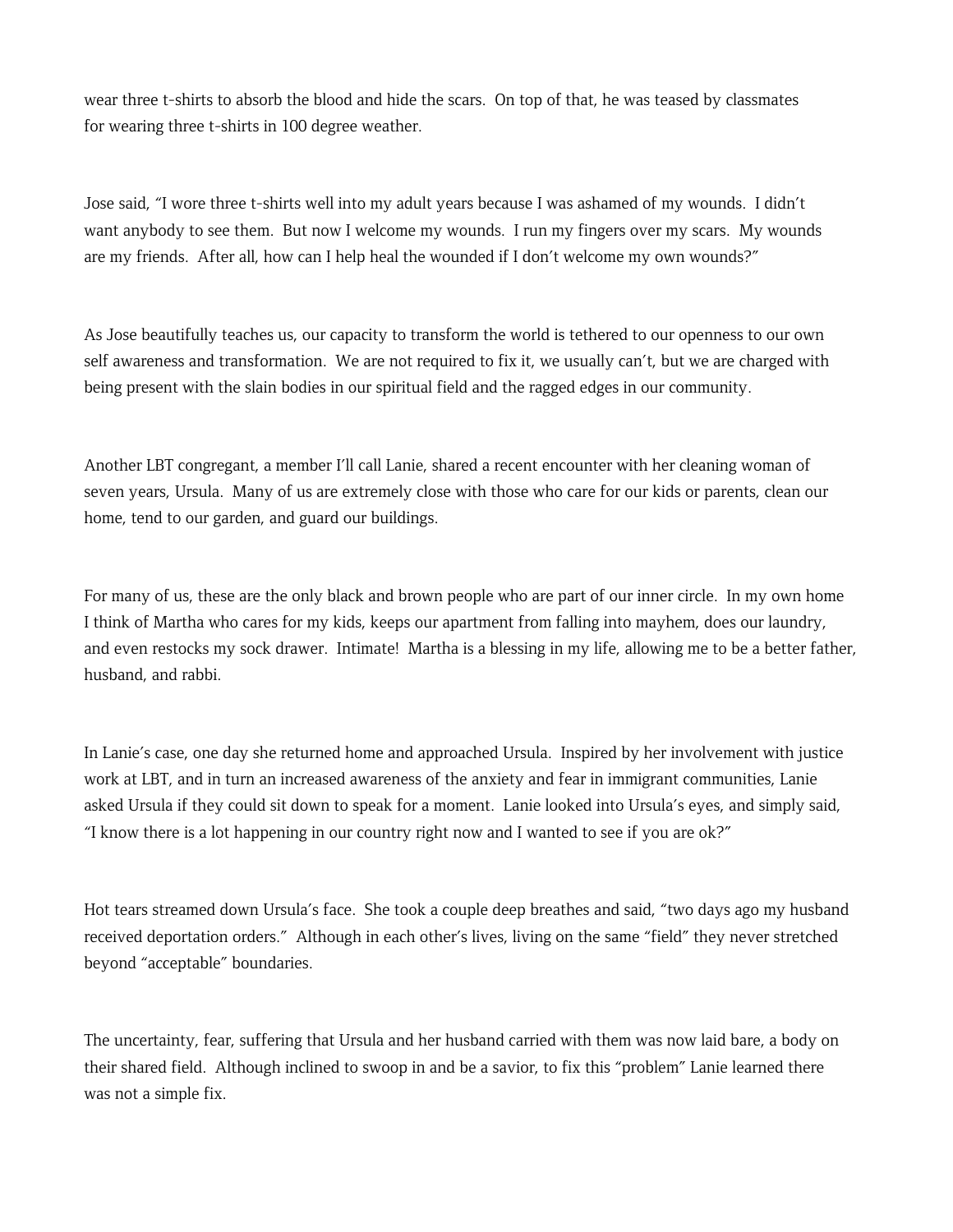wear three t-shirts to absorb the blood and hide the scars. On top of that, he was teased by classmates for wearing three t-shirts in 100 degree weather.

Jose said, "I wore three t-shirts well into my adult years because I was ashamed of my wounds. I didn't want anybody to see them. But now I welcome my wounds. I run my fingers over my scars. My wounds are my friends. After all, how can I help heal the wounded if I don't welcome my own wounds?"

As Jose beautifully teaches us, our capacity to transform the world is tethered to our openness to our own self awareness and transformation. We are not required to fix it, we usually can't, but we are charged with being present with the slain bodies in our spiritual field and the ragged edges in our community.

Another LBT congregant, a member I'll call Lanie, shared a recent encounter with her cleaning woman of seven years, Ursula. Many of us are extremely close with those who care for our kids or parents, clean our home, tend to our garden, and guard our buildings.

For many of us, these are the only black and brown people who are part of our inner circle. In my own home I think of Martha who cares for my kids, keeps our apartment from falling into mayhem, does our laundry, and even restocks my sock drawer. Intimate! Martha is a blessing in my life, allowing me to be a better father, husband, and rabbi.

In Lanie's case, one day she returned home and approached Ursula. Inspired by her involvement with justice work at LBT, and in turn an increased awareness of the anxiety and fear in immigrant communities, Lanie asked Ursula if they could sit down to speak for a moment. Lanie looked into Ursula's eyes, and simply said, "I know there is a lot happening in our country right now and I wanted to see if you are ok?"

Hot tears streamed down Ursula's face. She took a couple deep breathes and said, "two days ago my husband received deportation orders." Although in each other's lives, living on the same "field" they never stretched beyond "acceptable" boundaries.

The uncertainty, fear, suffering that Ursula and her husband carried with them was now laid bare, a body on their shared field. Although inclined to swoop in and be a savior, to fix this "problem" Lanie learned there was not a simple fix.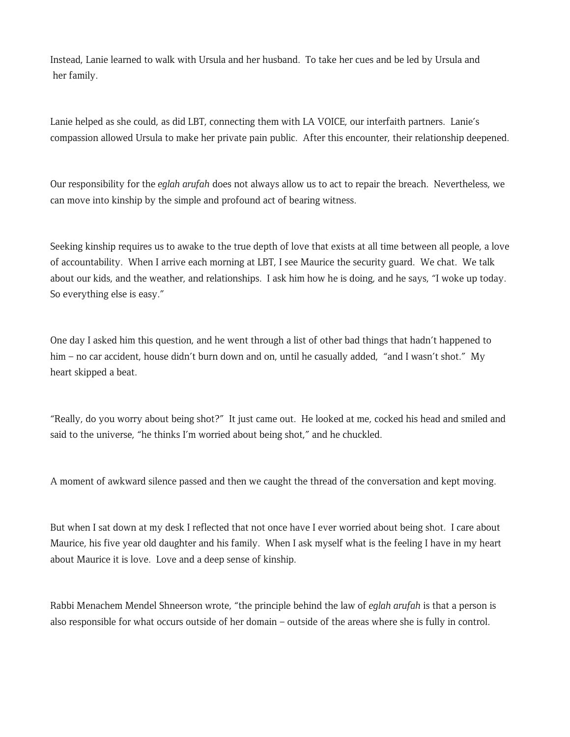Instead, Lanie learned to walk with Ursula and her husband. To take her cues and be led by Ursula and her family.

Lanie helped as she could, as did LBT, connecting them with LA VOICE, our interfaith partners. Lanie's compassion allowed Ursula to make her private pain public. After this encounter, their relationship deepened.

Our responsibility for the *eglah arufah* does not always allow us to act to repair the breach. Nevertheless, we can move into kinship by the simple and profound act of bearing witness.

Seeking kinship requires us to awake to the true depth of love that exists at all time between all people, a love of accountability. When I arrive each morning at LBT, I see Maurice the security guard. We chat. We talk about our kids, and the weather, and relationships. I ask him how he is doing, and he says, "I woke up today. So everything else is easy."

One day I asked him this question, and he went through a list of other bad things that hadn't happened to him – no car accident, house didn't burn down and on, until he casually added, "and I wasn't shot." My heart skipped a beat.

"Really, do you worry about being shot?" It just came out. He looked at me, cocked his head and smiled and said to the universe, "he thinks I'm worried about being shot," and he chuckled.

A moment of awkward silence passed and then we caught the thread of the conversation and kept moving.

But when I sat down at my desk I reflected that not once have I ever worried about being shot. I care about Maurice, his five year old daughter and his family. When I ask myself what is the feeling I have in my heart about Maurice it is love. Love and a deep sense of kinship.

Rabbi Menachem Mendel Shneerson wrote, "the principle behind the law of *eglah arufah* is that a person is also responsible for what occurs outside of her domain – outside of the areas where she is fully in control.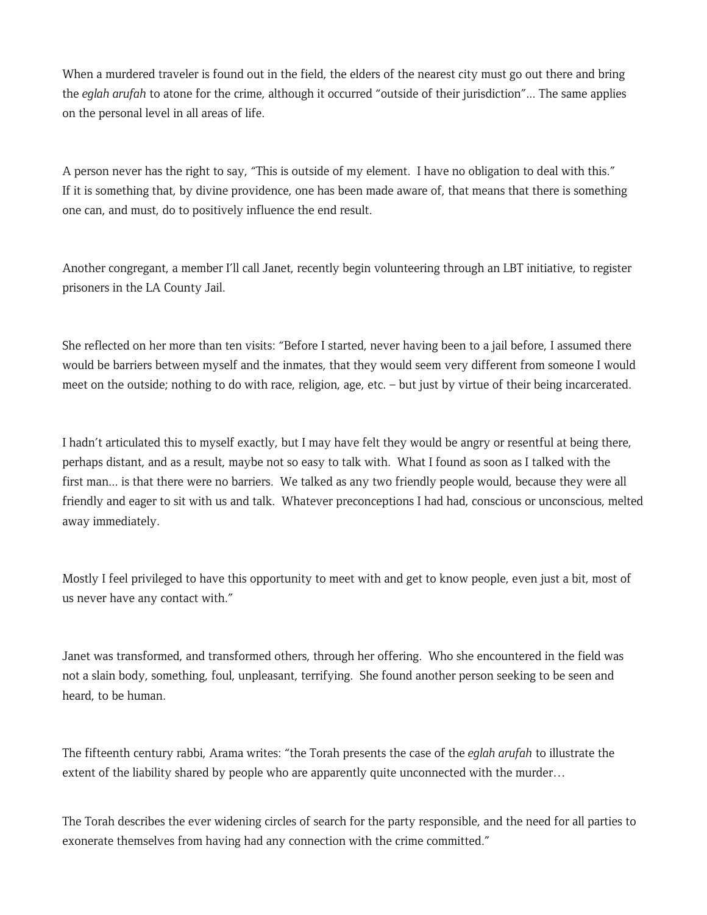When a murdered traveler is found out in the field, the elders of the nearest city must go out there and bring the *eglah arufah* to atone for the crime, although it occurred "outside of their jurisdiction"… The same applies on the personal level in all areas of life.

A person never has the right to say, "This is outside of my element. I have no obligation to deal with this." If it is something that, by divine providence, one has been made aware of, that means that there is something one can, and must, do to positively influence the end result.

Another congregant, a member I'll call Janet, recently begin volunteering through an LBT initiative, to register prisoners in the LA County Jail.

She reflected on her more than ten visits: "Before I started, never having been to a jail before, I assumed there would be barriers between myself and the inmates, that they would seem very different from someone I would meet on the outside; nothing to do with race, religion, age, etc. – but just by virtue of their being incarcerated.

I hadn't articulated this to myself exactly, but I may have felt they would be angry or resentful at being there, perhaps distant, and as a result, maybe not so easy to talk with. What I found as soon as I talked with the first man… is that there were no barriers. We talked as any two friendly people would, because they were all friendly and eager to sit with us and talk. Whatever preconceptions I had had, conscious or unconscious, melted away immediately.

Mostly I feel privileged to have this opportunity to meet with and get to know people, even just a bit, most of us never have any contact with."

Janet was transformed, and transformed others, through her offering. Who she encountered in the field was not a slain body, something, foul, unpleasant, terrifying. She found another person seeking to be seen and heard, to be human.

The fifteenth century rabbi, Arama writes: "the Torah presents the case of the *eglah arufah* to illustrate the extent of the liability shared by people who are apparently quite unconnected with the murder…

The Torah describes the ever widening circles of search for the party responsible, and the need for all parties to exonerate themselves from having had any connection with the crime committed."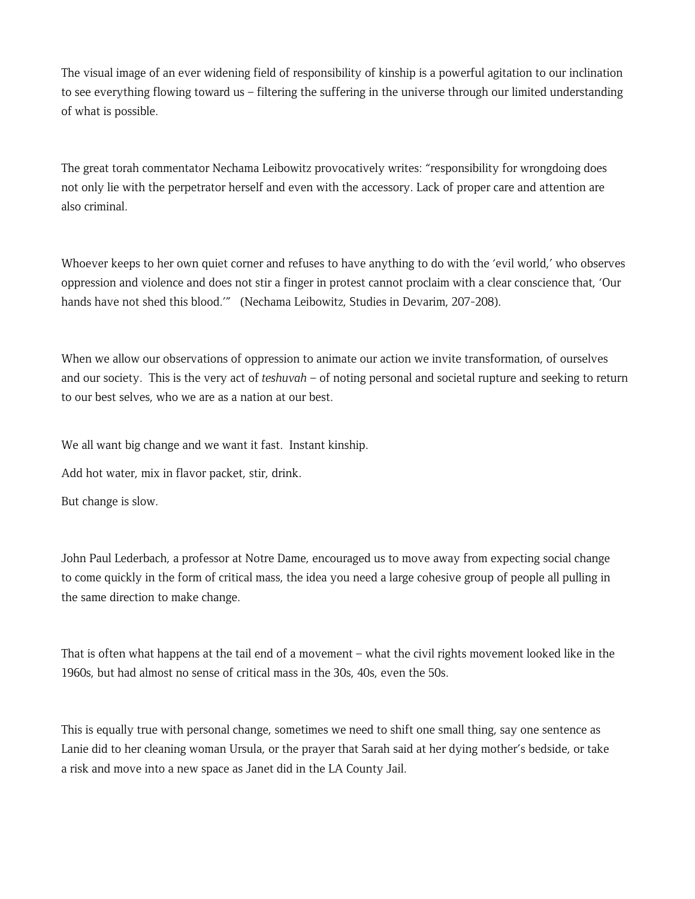The visual image of an ever widening field of responsibility of kinship is a powerful agitation to our inclination to see everything flowing toward us – filtering the suffering in the universe through our limited understanding of what is possible.

The great torah commentator Nechama Leibowitz provocatively writes: "responsibility for wrongdoing does not only lie with the perpetrator herself and even with the accessory. Lack of proper care and attention are also criminal.

Whoever keeps to her own quiet corner and refuses to have anything to do with the 'evil world,' who observes oppression and violence and does not stir a finger in protest cannot proclaim with a clear conscience that, 'Our hands have not shed this blood.'" (Nechama Leibowitz, Studies in Devarim, 207-208).

When we allow our observations of oppression to animate our action we invite transformation, of ourselves and our society. This is the very act of *teshuvah* – of noting personal and societal rupture and seeking to return to our best selves, who we are as a nation at our best.

We all want big change and we want it fast. Instant kinship.

Add hot water, mix in flavor packet, stir, drink.

But change is slow.

John Paul Lederbach, a professor at Notre Dame, encouraged us to move away from expecting social change to come quickly in the form of critical mass, the idea you need a large cohesive group of people all pulling in the same direction to make change.

That is often what happens at the tail end of a movement – what the civil rights movement looked like in the 1960s, but had almost no sense of critical mass in the 30s, 40s, even the 50s.

This is equally true with personal change, sometimes we need to shift one small thing, say one sentence as Lanie did to her cleaning woman Ursula, or the prayer that Sarah said at her dying mother's bedside, or take a risk and move into a new space as Janet did in the LA County Jail.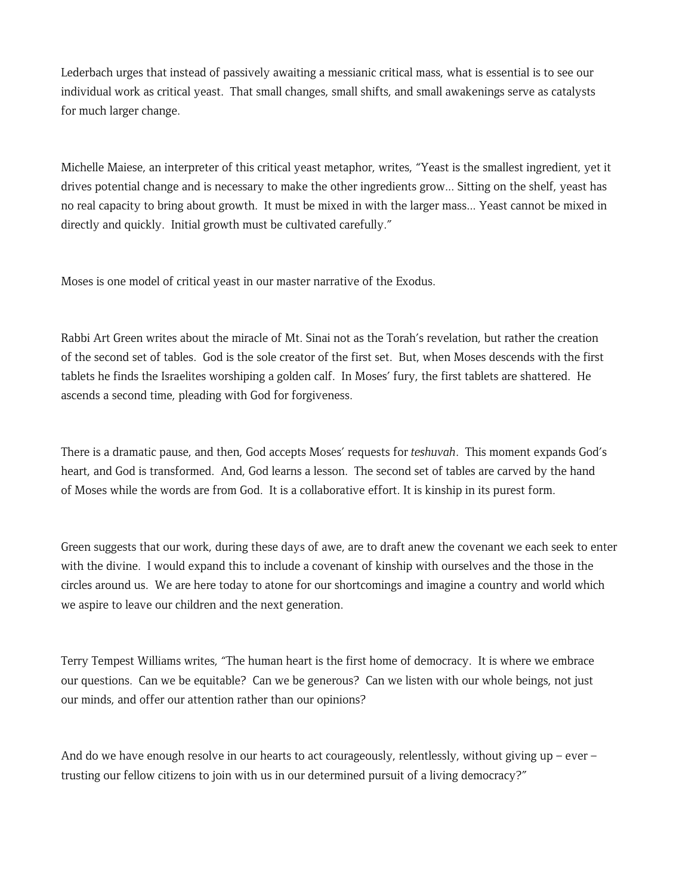Lederbach urges that instead of passively awaiting a messianic critical mass, what is essential is to see our individual work as critical yeast. That small changes, small shifts, and small awakenings serve as catalysts for much larger change.

Michelle Maiese, an interpreter of this critical yeast metaphor, writes, "Yeast is the smallest ingredient, yet it drives potential change and is necessary to make the other ingredients grow… Sitting on the shelf, yeast has no real capacity to bring about growth. It must be mixed in with the larger mass… Yeast cannot be mixed in directly and quickly. Initial growth must be cultivated carefully."

Moses is one model of critical yeast in our master narrative of the Exodus.

Rabbi Art Green writes about the miracle of Mt. Sinai not as the Torah's revelation, but rather the creation of the second set of tables. God is the sole creator of the first set. But, when Moses descends with the first tablets he finds the Israelites worshiping a golden calf. In Moses' fury, the first tablets are shattered. He ascends a second time, pleading with God for forgiveness.

There is a dramatic pause, and then, God accepts Moses' requests for *teshuvah*. This moment expands God's heart, and God is transformed. And, God learns a lesson. The second set of tables are carved by the hand of Moses while the words are from God. It is a collaborative effort. It is kinship in its purest form.

Green suggests that our work, during these days of awe, are to draft anew the covenant we each seek to enter with the divine. I would expand this to include a covenant of kinship with ourselves and the those in the circles around us. We are here today to atone for our shortcomings and imagine a country and world which we aspire to leave our children and the next generation.

Terry Tempest Williams writes, "The human heart is the first home of democracy. It is where we embrace our questions. Can we be equitable? Can we be generous? Can we listen with our whole beings, not just our minds, and offer our attention rather than our opinions?

And do we have enough resolve in our hearts to act courageously, relentlessly, without giving up – ever – trusting our fellow citizens to join with us in our determined pursuit of a living democracy?"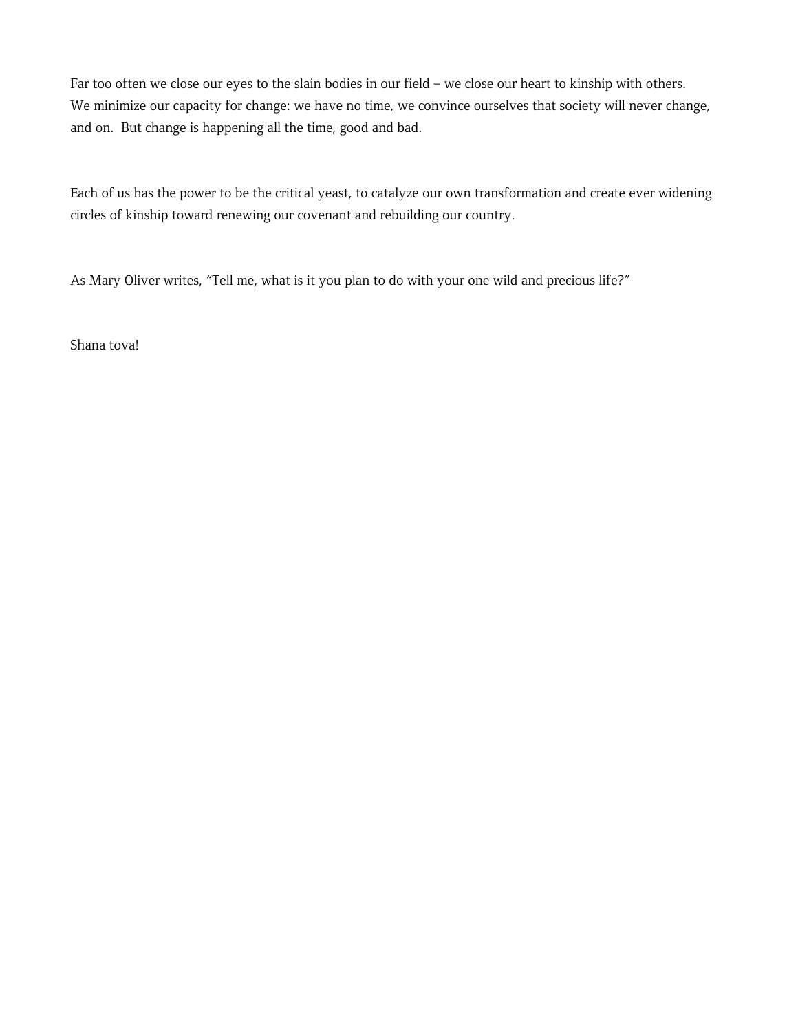Far too often we close our eyes to the slain bodies in our field – we close our heart to kinship with others. We minimize our capacity for change: we have no time, we convince ourselves that society will never change, and on. But change is happening all the time, good and bad.

Each of us has the power to be the critical yeast, to catalyze our own transformation and create ever widening circles of kinship toward renewing our covenant and rebuilding our country.

As Mary Oliver writes, "Tell me, what is it you plan to do with your one wild and precious life?"

Shana tova!